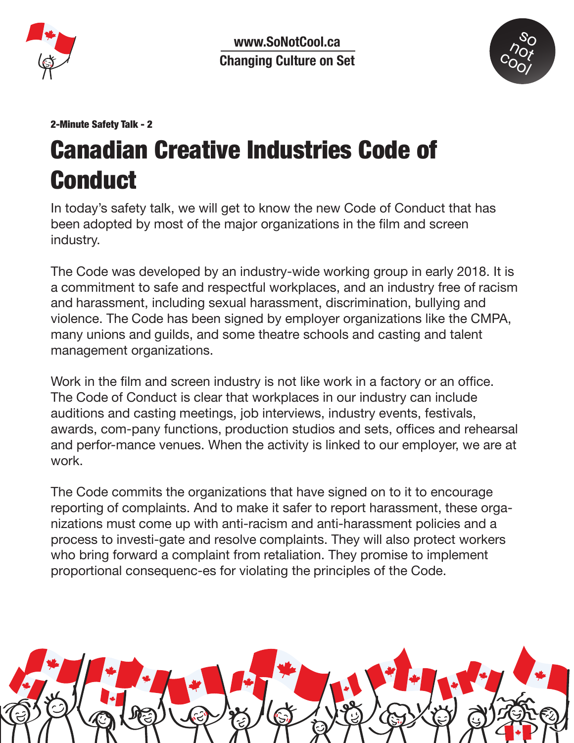www.SoNotCool.ca

Changing Culture on Set

2-Minute Safety Talk - 2

# Canadian Creative Industries Code of Conduct

In today's safety talk, we will get to know the new Code of Conduct that has been adopted by most of the major organizations in the film and screen industry.

The Code was developed by an industry-wide working group in early 2018. It is a commitment to safe and respectful workplaces, and an industry free of racism and harassment, including sexual harassment, discrimination, bullying and violence. The Code has been signed by employer organizations like the CMPA, many unions and guilds, and some theatre schools and casting and talent management organizations.

Work in the film and screen industry is not like work in a factory or an office. The Code of Conduct is clear that workplaces in our industry can include auditions and casting meetings, job interviews, industry events, festivals, awards, com-pany functions, production studios and sets, offices and rehearsal and perfor-mance venues. When the activity is linked to our employer, we are at work.

The Code commits the organizations that have signed on to it to encourage reporting of complaints. And to make it safer to report harassment, these orga-nizations must come up with anti-racism and anti-harassment policies and a process to investi-gate and resolve complaints. They will also protect workers who bring forward a complaint from retaliation. They promise to implement proportional consequenc-es for violating the principles of the Code.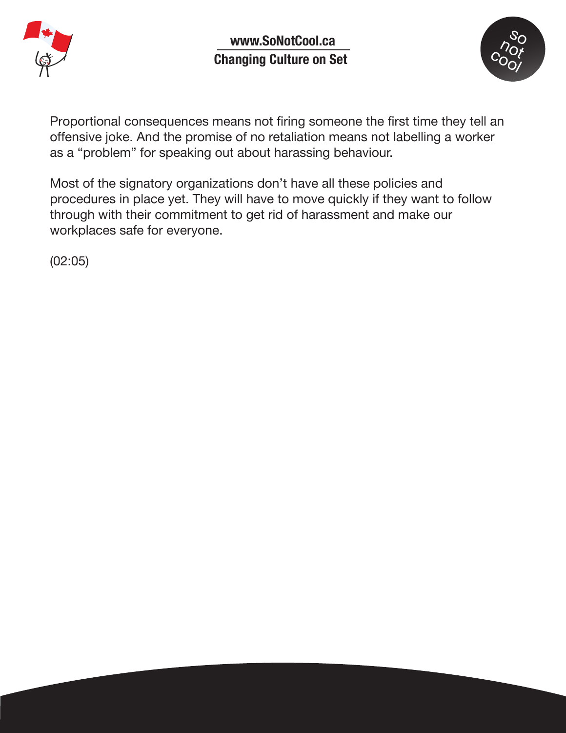Proportional consequences means not firing someone the first time they tell an offensive joke. And the promise of no retaliation means not labelling a worker as a "problem" for speaking out about harassing behaviour.

Most of the signatory organizations don't have all these policies and procedures in place yet. They will have to move quickly if they want to follow through with their commitment to get rid of harassment and make our workplaces safe for everyone.

(02:05)